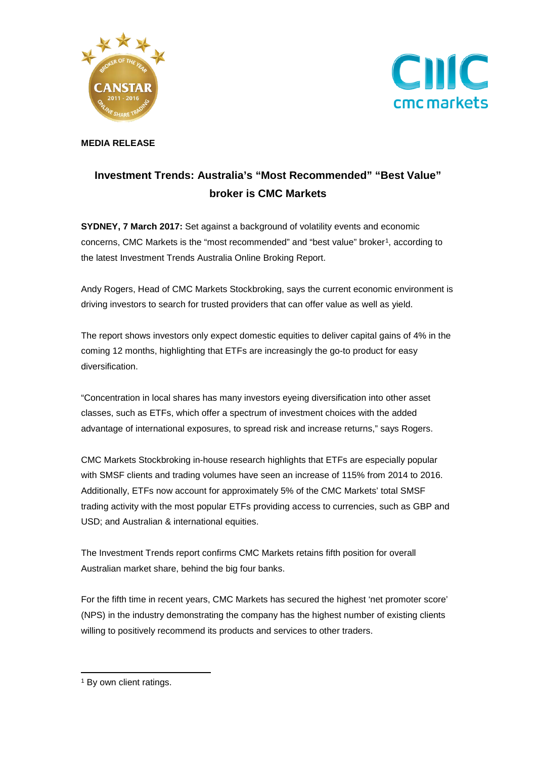**MEDIA RELEASE**

## Investment Trends: Australia's "Most Recommended" "Best Value" broker is CMC Markets

**SYDNEY, 7 March 2017:** Set against a background of volatility events and economic concerns, CMC Markets is the "most recommended" and "best value" broker[1], according to the latest Investment Trends Australia Online Broking Report.

Andy Rogers, Head of CMC Markets Stockbroking, says the current economic environment is driving investors to search for trusted providers that can offer value as well as yield.

The report shows investors only expect domestic equities to deliver capital gains of 4% in the coming 12 months, highlighting that ETFs are increasingly the go-to product for easy diversification.

"Concentration in local shares has many investors eyeing diversification into other asset classes, such as ETFs, which offer a spectrum of investment choices with the added advantage of international exposures, to spread risk and increase returns," says Rogers.

CMC Markets Stockbroking in-house research highlights that ETFs are especially popular with SMSF clients and trading volumes have seen an increase of 115% from 2014 to 2016. Additionally, ETFs now account for approximately 5% of the CMC Markets' total SMSF trading activity with the most popular ETFs providing access to currencies, such as GBP and USD; and Australian & international equities.

The Investment Trends report confirms CMC Markets retains fifth position for overall Australian market share, behind the big four banks.

For the fifth time in recent years, CMC Markets has secured the highest 'net promoter score' (NPS) in the industry demonstrating the company has the highest number of existing clients willing to positively recommend its products and services to other traders.

---

[1] By own client ratings.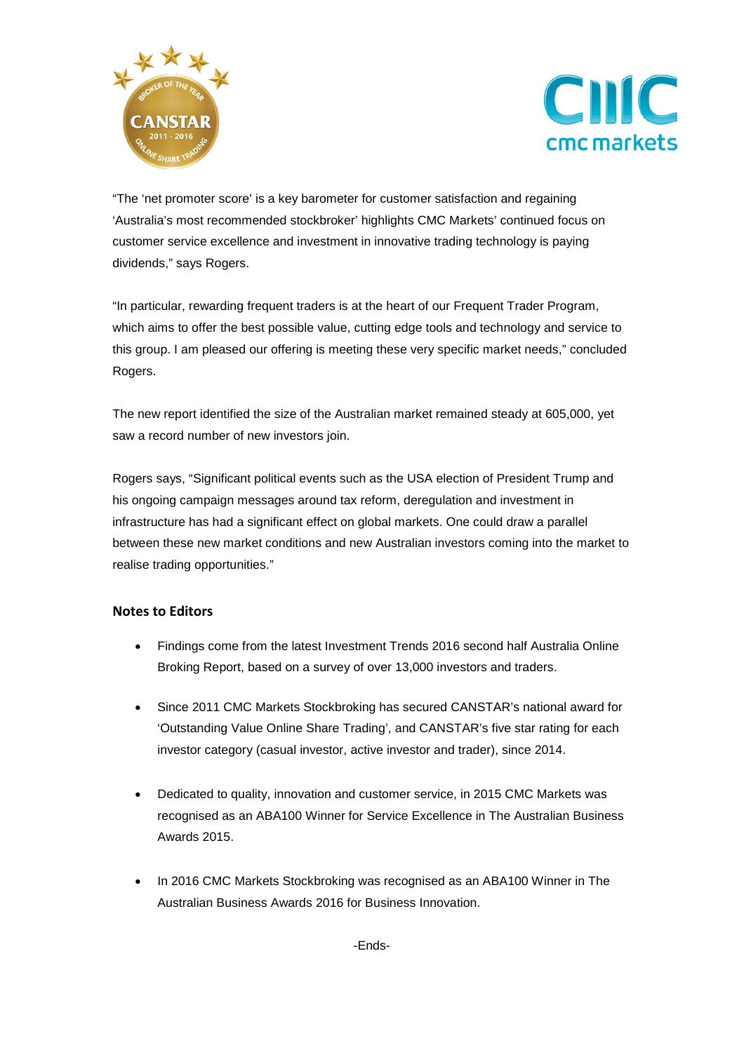"The 'net promoter score' is a key barometer for customer satisfaction and regaining 'Australia's most recommended stockbroker' highlights CMC Markets' continued focus on customer service excellence and investment in innovative trading technology is paying dividends," says Rogers.

"In particular, rewarding frequent traders is at the heart of our Frequent Trader Program, which aims to offer the best possible value, cutting edge tools and technology and service to this group. I am pleased our offering is meeting these very specific market needs," concluded Rogers.

The new report identified the size of the Australian market remained steady at 605,000, yet saw a record number of new investors join.

Rogers says, "Significant political events such as the USA election of President Trump and his ongoing campaign messages around tax reform, deregulation and investment in infrastructure has had a significant effect on global markets. One could draw a parallel between these new market conditions and new Australian investors coming into the market to realise trading opportunities."

## Notes to Editors

- Findings come from the latest Investment Trends 2016 second half Australia Online Broking Report, based on a survey of over 13,000 investors and traders.
- Since 2011 CMC Markets Stockbroking has secured CANSTAR's national award for 'Outstanding Value Online Share Trading', and CANSTAR's five star rating for each investor category (casual investor, active investor and trader), since 2014.
- Dedicated to quality, innovation and customer service, in 2015 CMC Markets was recognised as an ABA100 Winner for Service Excellence in The Australian Business Awards 2015.
- In 2016 CMC Markets Stockbroking was recognised as an ABA100 Winner in The Australian Business Awards 2016 for Business Innovation.

-Ends-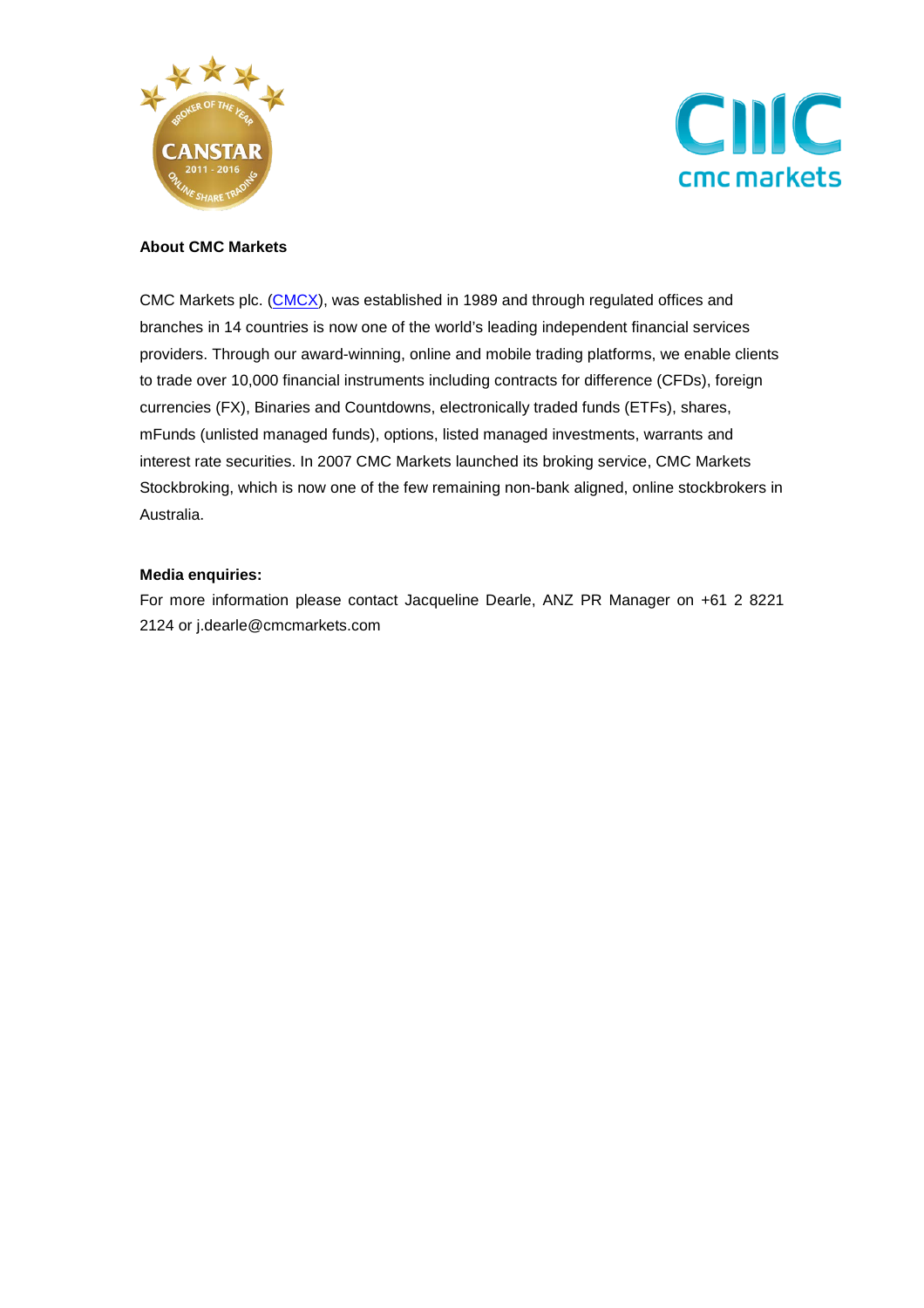**About CMC Markets**

CMC Markets plc. (CMCX), was established in 1989 and through regulated offices and branches in 14 countries is now one of the world's leading independent financial services providers. Through our award-winning, online and mobile trading platforms, we enable clients to trade over 10,000 financial instruments including contracts for difference (CFDs), foreign currencies (FX), Binaries and Countdowns, electronically traded funds (ETFs), shares, mFunds (unlisted managed funds), options, listed managed investments, warrants and interest rate securities. In 2007 CMC Markets launched its broking service, CMC Markets Stockbroking, which is now one of the few remaining non-bank aligned, online stockbrokers in Australia.

**Media enquiries:**

For more information please contact Jacqueline Dearle, ANZ PR Manager on +61 2 8221 2124 or j.dearle@cmcmarkets.com